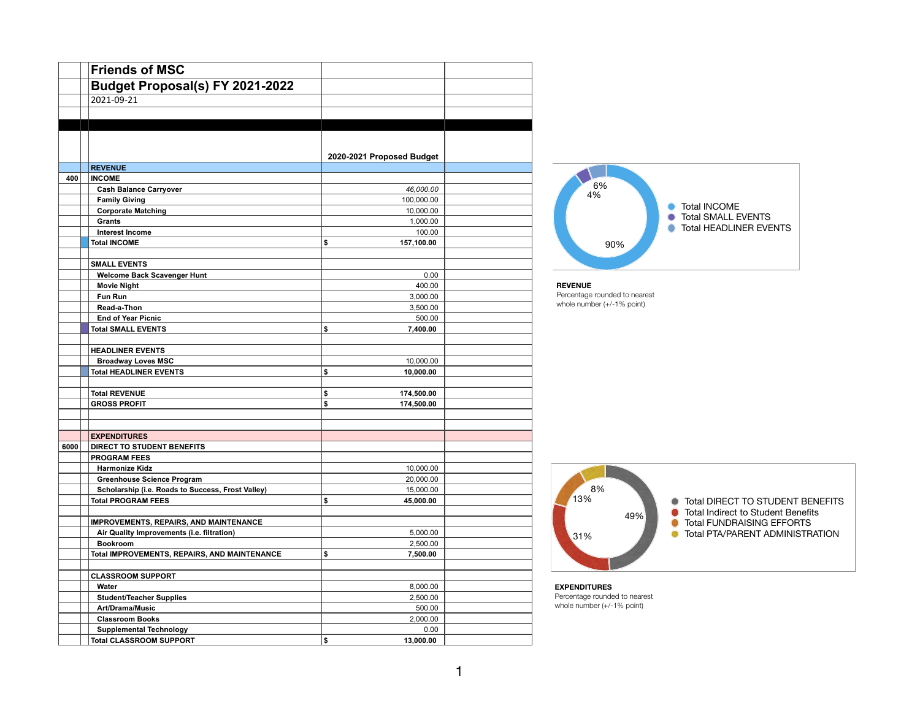# Friends of MSC

## Budget Proposal(s) FY 2021-2022

2021-09-21

| | | 2020-2021 Proposed Budget |
|---|---|---|
| | **REVENUE** | |
| 400 | **INCOME** | |
| | **Cash Balance Carryover** | *46,000.00* |
| | **Family Giving** | 100,000.00 |
| | **Corporate Matching** | 10,000.00 |
| | **Grants** | 1,000.00 |
| | **Interest Income** | 100.00 |
| | **Total INCOME** | **$ 157,100.00** |
| | | |
| | **SMALL EVENTS** | |
| | **Welcome Back Scavenger Hunt** | 0.00 |
| | **Movie Night** | 400.00 |
| | **Fun Run** | 3,000.00 |
| | **Read-a-Thon** | 3,500.00 |
| | **End of Year Picnic** | 500.00 |
| | **Total SMALL EVENTS** | **$ 7,400.00** |
| | | |
| | **HEADLINER EVENTS** | |
| | **Broadway Loves MSC** | 10,000.00 |
| | **Total HEADLINER EVENTS** | **$ 10,000.00** |
| | | |
| | **Total REVENUE** | **$ 174,500.00** |
| | **GROSS PROFIT** | **$ 174,500.00** |
| | | |
| | | |
| | **EXPENDITURES** | |
| 6000 | **DIRECT TO STUDENT BENEFITS** | |
| | **PROGRAM FEES** | |
| | **Harmonize Kidz** | 10,000.00 |
| | **Greenhouse Science Program** | 20,000.00 |
| | **Scholarship (i.e. Roads to Success, Frost Valley)** | 15,000.00 |
| | **Total PROGRAM FEES** | **$ 45,000.00** |
| | | |
| | **IMPROVEMENTS, REPAIRS, AND MAINTENANCE** | |
| | **Air Quality Improvements (i.e. filtration)** | 5,000.00 |
| | **Bookroom** | 2,500.00 |
| | **Total IMPROVEMENTS, REPAIRS, AND MAINTENANCE** | **$ 7,500.00** |
| | | |
| | **CLASSROOM SUPPORT** | |
| | **Water** | 8,000.00 |
| | **Student/Teacher Supplies** | 2,500.00 |
| | **Art/Drama/Music** | 500.00 |
| | **Classroom Books** | 2,000.00 |
| | **Supplemental Technology** | 0.00 |
| | **Total CLASSROOM SUPPORT** | **$ 13,000.00** |

Total INCOME: 90%
Total SMALL EVENTS: 4%
Total HEADLINER EVENTS: 6%

**REVENUE**
Percentage rounded to nearest whole number (+/-1% point)

Total DIRECT TO STUDENT BENEFITS: 49%
Total Indirect to Student Benefits: 31%
Total FUNDRAISING EFFORTS: 13%
Total PTA/PARENT ADMINISTRATION: 8%

**EXPENDITURES**
Percentage rounded to nearest whole number (+/-1% point)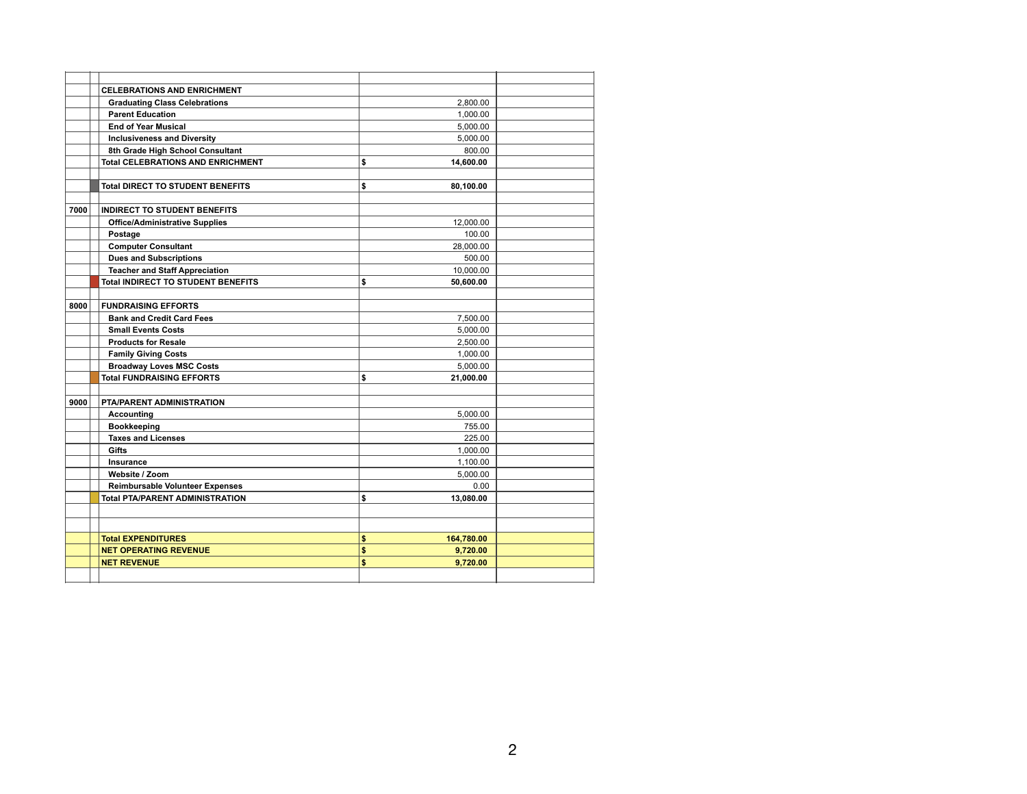| | | | |
|---|---|---|---|
| | **CELEBRATIONS AND ENRICHMENT** | | |
| | **Graduating Class Celebrations** | 2,800.00 | |
| | **Parent Education** | 1,000.00 | |
| | **End of Year Musical** | 5,000.00 | |
| | **Inclusiveness and Diversity** | 5,000.00 | |
| | **8th Grade High School Consultant** | 800.00 | |
| | **Total CELEBRATIONS AND ENRICHMENT** | **$ 14,600.00** | |
| | | | |
| | **Total DIRECT TO STUDENT BENEFITS** | **$ 80,100.00** | |
| | | | |
| **7000** | **INDIRECT TO STUDENT BENEFITS** | | |
| | **Office/Administrative Supplies** | 12,000.00 | |
| | **Postage** | 100.00 | |
| | **Computer Consultant** | 28,000.00 | |
| | **Dues and Subscriptions** | 500.00 | |
| | **Teacher and Staff Appreciation** | 10,000.00 | |
| | **Total INDIRECT TO STUDENT BENEFITS** | **$ 50,600.00** | |
| | | | |
| **8000** | **FUNDRAISING EFFORTS** | | |
| | **Bank and Credit Card Fees** | 7,500.00 | |
| | **Small Events Costs** | 5,000.00 | |
| | **Products for Resale** | 2,500.00 | |
| | **Family Giving Costs** | 1,000.00 | |
| | **Broadway Loves MSC Costs** | 5,000.00 | |
| | **Total FUNDRAISING EFFORTS** | **$ 21,000.00** | |
| | | | |
| **9000** | **PTA/PARENT ADMINISTRATION** | | |
| | **Accounting** | 5,000.00 | |
| | **Bookkeeping** | 755.00 | |
| | **Taxes and Licenses** | 225.00 | |
| | **Gifts** | 1,000.00 | |
| | **Insurance** | 1,100.00 | |
| | **Website / Zoom** | 5,000.00 | |
| | **Reimbursable Volunteer Expenses** | 0.00 | |
| | **Total PTA/PARENT ADMINISTRATION** | **$ 13,080.00** | |
| | | | |
| | | | |
| | **Total EXPENDITURES** | **$ 164,780.00** | |
| | **NET OPERATING REVENUE** | **$ 9,720.00** | |
| | **NET REVENUE** | **$ 9,720.00** | |